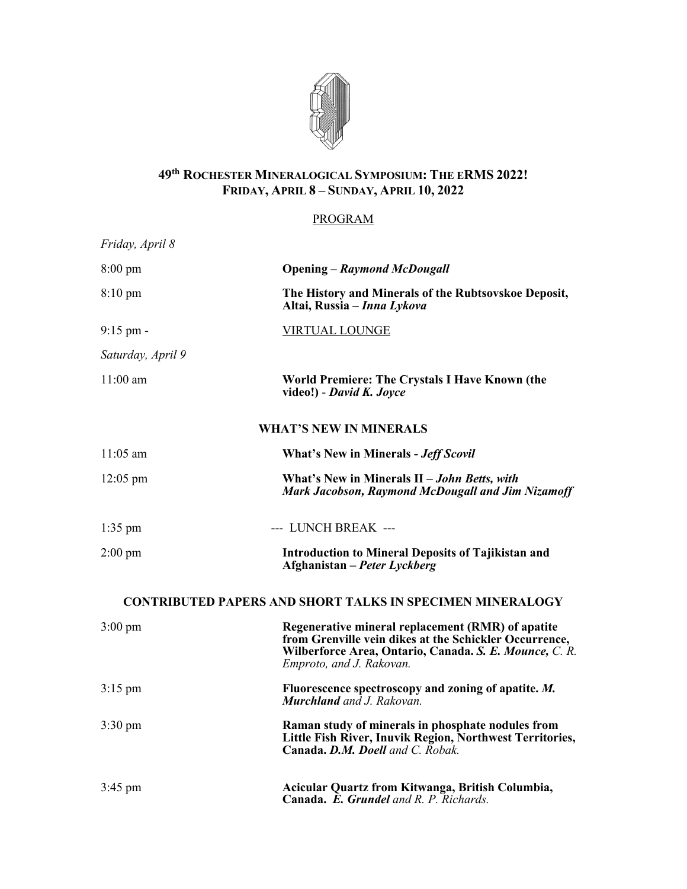# 49th Rochester Mineralogical Symposium: The eRMS 2022!

## Friday, April 8 – Sunday, April 10, 2022

PROGRAM

*Friday, April 8*

8:00 pm — **Opening – *Raymond McDougall***

8:10 pm — **The History and Minerals of the Rubtsovskoe Deposit, Altai, Russia – *Inna Lykova***

9:15 pm - VIRTUAL LOUNGE

*Saturday, April 9*

11:00 am — **World Premiere: The Crystals I Have Known (the video!)** - ***David K. Joyce***

### WHAT'S NEW IN MINERALS

11:05 am — **What's New in Minerals - *Jeff Scovil***

12:05 pm — **What's New in Minerals II – *John Betts, with Mark Jacobson, Raymond McDougall and Jim Nizamoff***

1:35 pm --- LUNCH BREAK ---

2:00 pm — **Introduction to Mineral Deposits of Tajikistan and Afghanistan – *Peter Lyckberg***

### CONTRIBUTED PAPERS AND SHORT TALKS IN SPECIMEN MINERALOGY

3:00 pm — **Regenerative mineral replacement (RMR) of apatite from Grenville vein dikes at the Schickler Occurrence, Wilberforce Area, Ontario, Canada. *S. E. Mounce,*** *C. R. Emproto, and J. Rakovan.*

3:15 pm — **Fluorescence spectroscopy and zoning of apatite. *M. Murchland*** *and J. Rakovan.*

3:30 pm — **Raman study of minerals in phosphate nodules from Little Fish River, Inuvik Region, Northwest Territories, Canada. *D.M. Doell*** *and C. Robak.*

3:45 pm — **Acicular Quartz from Kitwanga, British Columbia, Canada. *E. Grundel*** *and R. P. Richards.*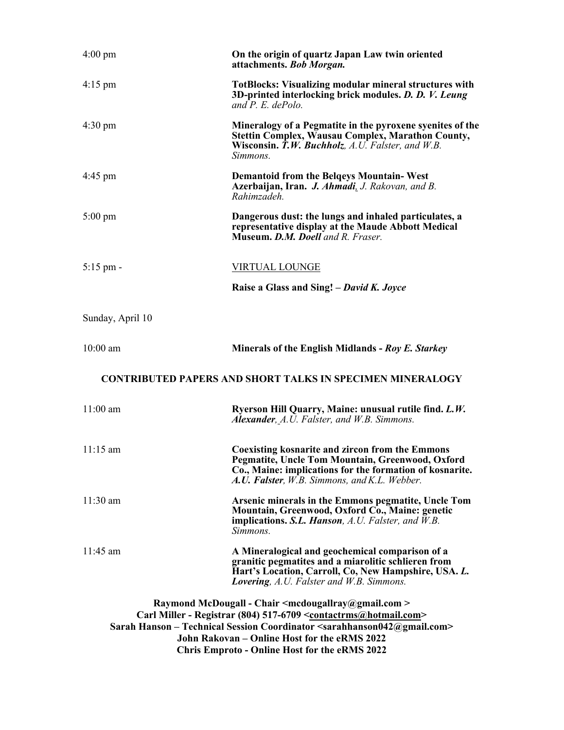| | |
|---|---|
| 4:00 pm | **On the origin of quartz Japan Law twin oriented attachments.** ***Bob Morgan.*** |
| 4:15 pm | **TotBlocks: Visualizing modular mineral structures with 3D-printed interlocking brick modules.** ***D. D. V. Leung*** *and P. E. dePolo.* |
| 4:30 pm | **Mineralogy of a Pegmatite in the pyroxene syenites of the Stettin Complex, Wausau Complex, Marathon County, Wisconsin.** ***T.W. Buchholz****, A.U. Falster, and W.B. Simmons.* |
| 4:45 pm | **Demantoid from the Belqeys Mountain- West Azerbaijan, Iran.** ***J. Ahmadi****, J. Rakovan, and B. Rahimzadeh.* |
| 5:00 pm | **Dangerous dust: the lungs and inhaled particulates, a representative display at the Maude Abbott Medical Museum.** ***D.M. Doell*** *and R. Fraser.* |
| 5:15 pm - | <u>VIRTUAL LOUNGE</u> |
| | **Raise a Glass and Sing! –** ***David K. Joyce*** |

Sunday, April 10

| | |
|---|---|
| 10:00 am | **Minerals of the English Midlands -** ***Roy E. Starkey*** |

## CONTRIBUTED PAPERS AND SHORT TALKS IN SPECIMEN MINERALOGY

| | |
|---|---|
| 11:00 am | **Ryerson Hill Quarry, Maine: unusual rutile find.** ***L.W. Alexander****, A.U. Falster, and W.B. Simmons.* |
| 11:15 am | **Coexisting kosnarite and zircon from the Emmons Pegmatite, Uncle Tom Mountain, Greenwood, Oxford Co., Maine: implications for the formation of kosnarite.** ***A.U. Falster****, W.B. Simmons, and K.L. Webber.* |
| 11:30 am | **Arsenic minerals in the Emmons pegmatite, Uncle Tom Mountain, Greenwood, Oxford Co., Maine: genetic implications.** ***S.L. Hanson****, A.U. Falster, and W.B. Simmons.* |
| 11:45 am | **A Mineralogical and geochemical comparison of a granitic pegmatites and a miarolitic schlieren from Hart's Location, Carroll, Co, New Hampshire, USA.** ***L. Lovering****, A.U. Falster and W.B. Simmons.* |

**Raymond McDougall - Chair <mcdougallray@gmail.com >**
**Carl Miller - Registrar (804) 517-6709 <contactrms@hotmail.com>**
**Sarah Hanson – Technical Session Coordinator <sarahhanson042@gmail.com>**
**John Rakovan – Online Host for the eRMS 2022**
**Chris Emproto - Online Host for the eRMS 2022**